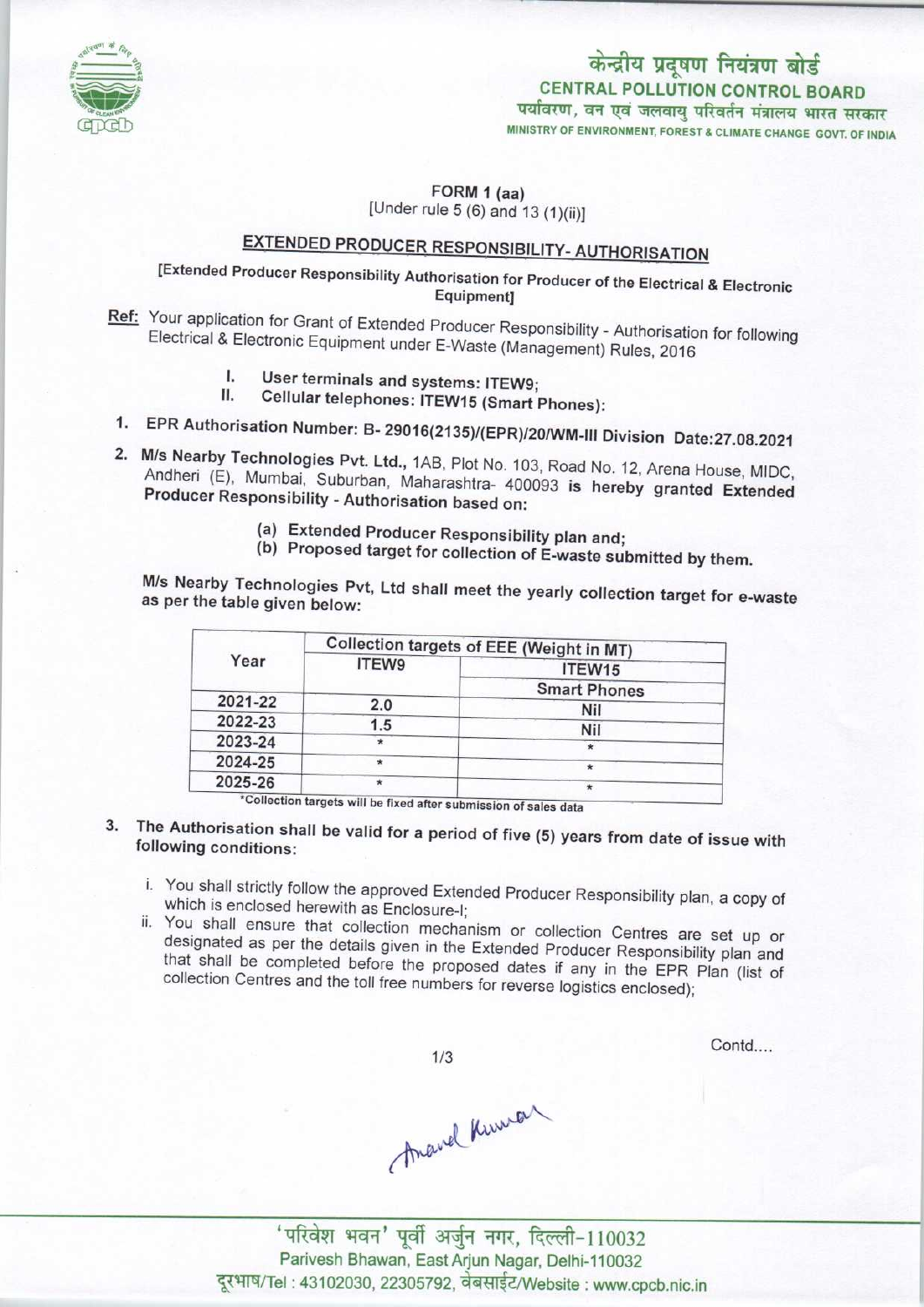केन्द्रीय प्रदूषण नियंत्रण बोर्ड
CENTRAL POLLUTION CONTROL BOARD
पर्यावरण, वन एवं जलवायु परिवर्तन मंत्रालय भारत सरकार
MINISTRY OF ENVIRONMENT, FOREST & CLIMATE CHANGE GOVT. OF INDIA

FORM 1 (aa)
[Under rule 5 (6) and 13 (1)(ii)]

## EXTENDED PRODUCER RESPONSIBILITY- AUTHORISATION

[Extended Producer Responsibility Authorisation for Producer of the Electrical & Electronic Equipment]

Ref: Your application for Grant of Extended Producer Responsibility - Authorisation for following Electrical & Electronic Equipment under E-Waste (Management) Rules, 2016

I. User terminals and systems: ITEW9;
II. Cellular telephones: ITEW15 (Smart Phones):

1. EPR Authorisation Number: B- 29016(2135)/(EPR)/20/WM-III Division Date:27.08.2021

2. M/s Nearby Technologies Pvt. Ltd., 1AB, Plot No. 103, Road No. 12, Arena House, MIDC, Andheri (E), Mumbai, Suburban, Maharashtra- 400093 is hereby granted Extended Producer Responsibility - Authorisation based on:

(a) Extended Producer Responsibility plan and;
(b) Proposed target for collection of E-waste submitted by them.

M/s Nearby Technologies Pvt, Ltd shall meet the yearly collection target for e-waste as per the table given below:

| Year | Collection targets of EEE (Weight in MT) | |
|---|---|---|
| | ITEW9 | ITEW15 |
| | | Smart Phones |
| 2021-22 | 2.0 | Nil |
| 2022-23 | 1.5 | Nil |
| 2023-24 | * | * |
| 2024-25 | * | * |
| 2025-26 | * | * |

*Collection targets will be fixed after submission of sales data

3. The Authorisation shall be valid for a period of five (5) years from date of issue with following conditions:

i. You shall strictly follow the approved Extended Producer Responsibility plan, a copy of which is enclosed herewith as Enclosure-I;
ii. You shall ensure that collection mechanism or collection Centres are set up or designated as per the details given in the Extended Producer Responsibility plan and that shall be completed before the proposed dates if any in the EPR Plan (list of collection Centres and the toll free numbers for reverse logistics enclosed);

Contd....

'परिवेश भवन' पूर्वी अर्जुन नगर, दिल्ली-110032
Parivesh Bhawan, East Arjun Nagar, Delhi-110032
दूरभाष/Tel : 43102030, 22305792, वेबसाईट/Website : www.cpcb.nic.in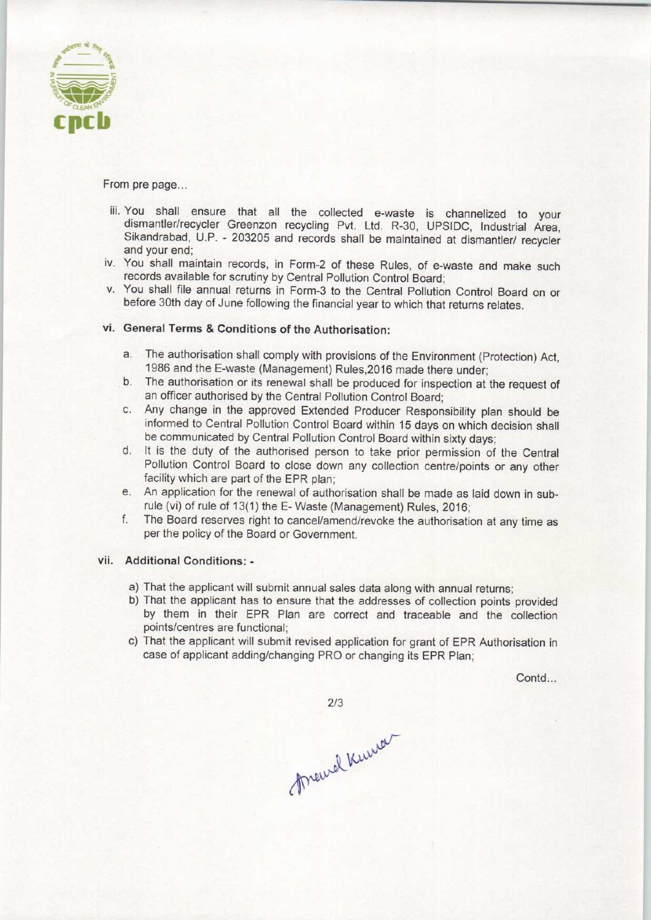From pre page...

iii. You shall ensure that all the collected e-waste is channelized to your dismantler/recycler Greenzon recycling Pvt. Ltd. R-30, UPSIDC, Industrial Area, Sikandrabad, U.P. - 203205 and records shall be maintained at dismantler/ recycler and your end;

iv. You shall maintain records, in Form-2 of these Rules, of e-waste and make such records available for scrutiny by Central Pollution Control Board;

v. You shall file annual returns in Form-3 to the Central Pollution Control Board on or before 30th day of June following the financial year to which that returns relates.

**vi. General Terms & Conditions of the Authorisation:**

a. The authorisation shall comply with provisions of the Environment (Protection) Act, 1986 and the E-waste (Management) Rules,2016 made there under;

b. The authorisation or its renewal shall be produced for inspection at the request of an officer authorised by the Central Pollution Control Board;

c. Any change in the approved Extended Producer Responsibility plan should be informed to Central Pollution Control Board within 15 days on which decision shall be communicated by Central Pollution Control Board within sixty days;

d. It is the duty of the authorised person to take prior permission of the Central Pollution Control Board to close down any collection centre/points or any other facility which are part of the EPR plan;

e. An application for the renewal of authorisation shall be made as laid down in sub-rule (vi) of rule of 13(1) the E- Waste (Management) Rules, 2016;

f. The Board reserves right to cancel/amend/revoke the authorisation at any time as per the policy of the Board or Government.

**vii. Additional Conditions: -**

a) That the applicant will submit annual sales data along with annual returns;

b) That the applicant has to ensure that the addresses of collection points provided by them in their EPR Plan are correct and traceable and the collection points/centres are functional;

c) That the applicant will submit revised application for grant of EPR Authorisation in case of applicant adding/changing PRO or changing its EPR Plan;

Contd...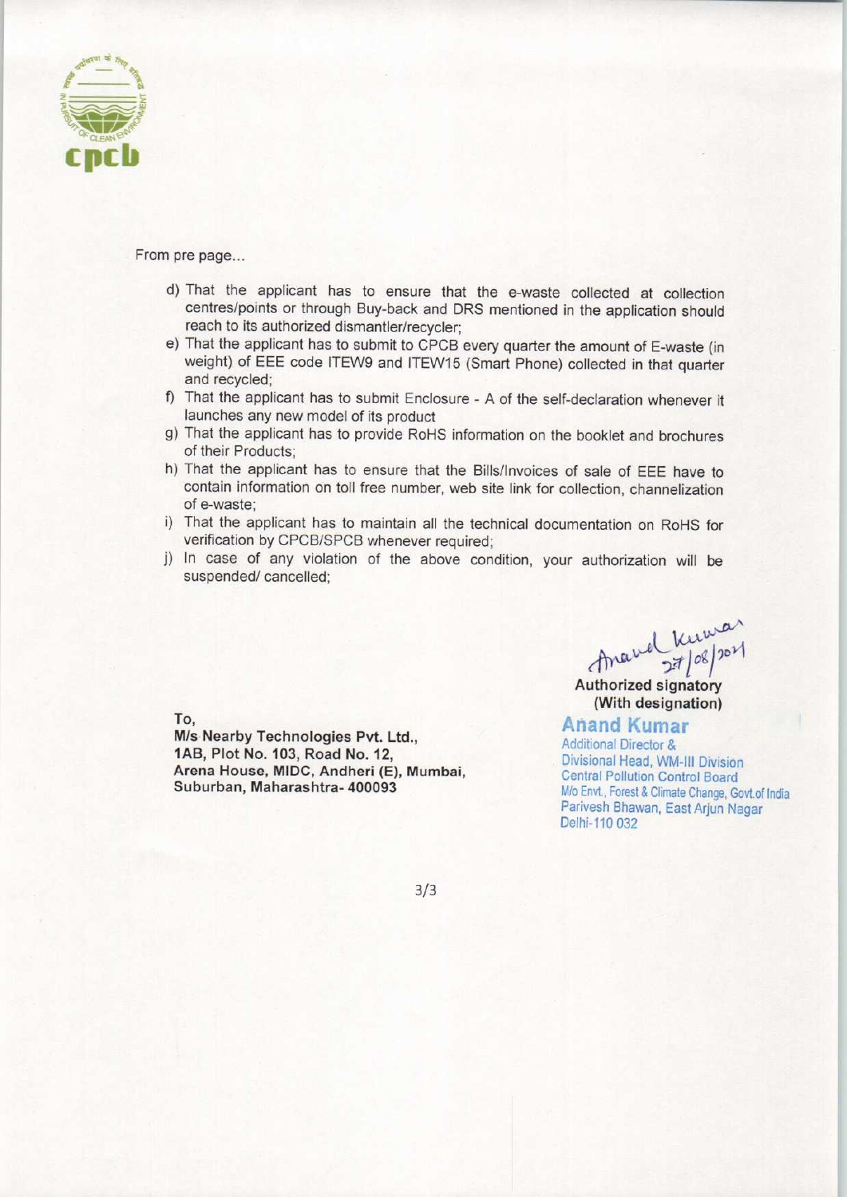From pre page...

d) That the applicant has to ensure that the e-waste collected at collection centres/points or through Buy-back and DRS mentioned in the application should reach to its authorized dismantler/recycler;
e) That the applicant has to submit to CPCB every quarter the amount of E-waste (in weight) of EEE code ITEW9 and ITEW15 (Smart Phone) collected in that quarter and recycled;
f) That the applicant has to submit Enclosure - A of the self-declaration whenever it launches any new model of its product
g) That the applicant has to provide RoHS information on the booklet and brochures of their Products;
h) That the applicant has to ensure that the Bills/Invoices of sale of EEE have to contain information on toll free number, web site link for collection, channelization of e-waste;
i) That the applicant has to maintain all the technical documentation on RoHS for verification by CPCB/SPCB whenever required;
j) In case of any violation of the above condition, your authorization will be suspended/ cancelled;

Anand Kumar
27/08/2021

**Authorized signatory**
**(With designation)**

**Anand Kumar**
Additional Director &
Divisional Head, WM-III Division
Central Pollution Control Board
M/o Envt., Forest & Climate Change, Govt.of India
Parivesh Bhawan, East Arjun Nagar
Delhi-110 032

To,
**M/s Nearby Technologies Pvt. Ltd.,**
**1AB, Plot No. 103, Road No. 12,**
**Arena House, MIDC, Andheri (E), Mumbai,**
**Suburban, Maharashtra- 400093**